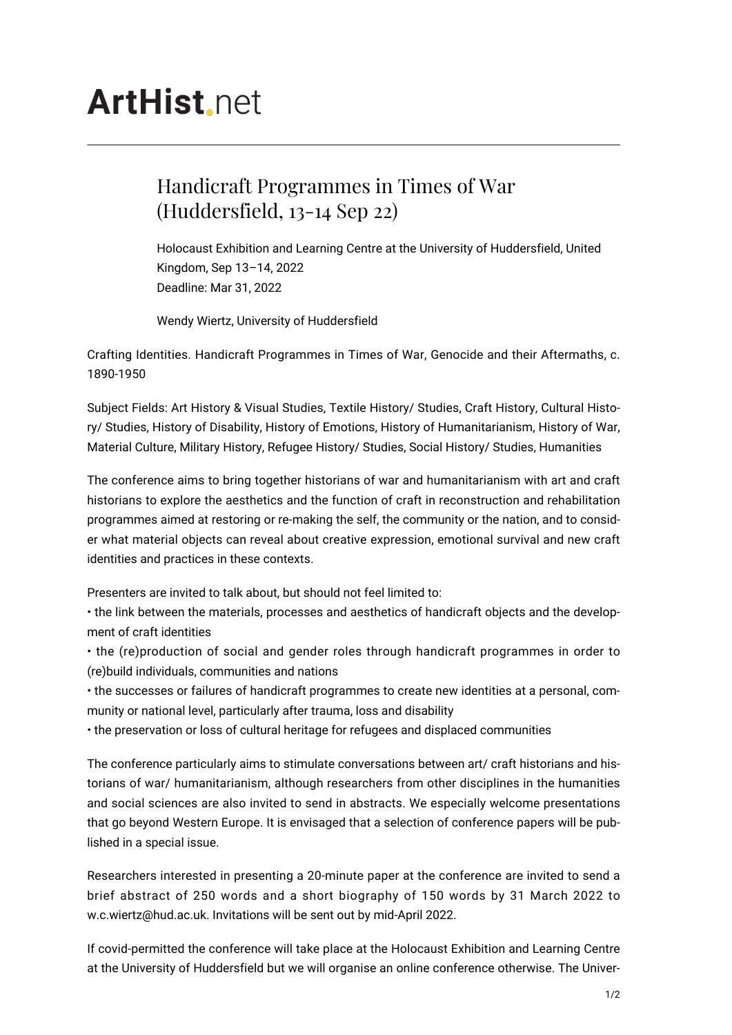# ArtHist.net

## Handicraft Programmes in Times of War (Huddersfield, 13-14 Sep 22)

Holocaust Exhibition and Learning Centre at the University of Huddersfield, United Kingdom, Sep 13–14, 2022
Deadline: Mar 31, 2022

Wendy Wiertz, University of Huddersfield

Crafting Identities. Handicraft Programmes in Times of War, Genocide and their Aftermaths, c. 1890-1950

Subject Fields: Art History & Visual Studies, Textile History/ Studies, Craft History, Cultural History/ Studies, History of Disability, History of Emotions, History of Humanitarianism, History of War, Material Culture, Military History, Refugee History/ Studies, Social History/ Studies, Humanities

The conference aims to bring together historians of war and humanitarianism with art and craft historians to explore the aesthetics and the function of craft in reconstruction and rehabilitation programmes aimed at restoring or re-making the self, the community or the nation, and to consider what material objects can reveal about creative expression, emotional survival and new craft identities and practices in these contexts.

Presenters are invited to talk about, but should not feel limited to:

- the link between the materials, processes and aesthetics of handicraft objects and the development of craft identities
- the (re)production of social and gender roles through handicraft programmes in order to (re)build individuals, communities and nations
- the successes or failures of handicraft programmes to create new identities at a personal, community or national level, particularly after trauma, loss and disability
- the preservation or loss of cultural heritage for refugees and displaced communities

The conference particularly aims to stimulate conversations between art/ craft historians and historians of war/ humanitarianism, although researchers from other disciplines in the humanities and social sciences are also invited to send in abstracts. We especially welcome presentations that go beyond Western Europe. It is envisaged that a selection of conference papers will be published in a special issue.

Researchers interested in presenting a 20-minute paper at the conference are invited to send a brief abstract of 250 words and a short biography of 150 words by 31 March 2022 to w.c.wiertz@hud.ac.uk. Invitations will be sent out by mid-April 2022.

If covid-permitted the conference will take place at the Holocaust Exhibition and Learning Centre at the University of Huddersfield but we will organise an online conference otherwise. The Univer-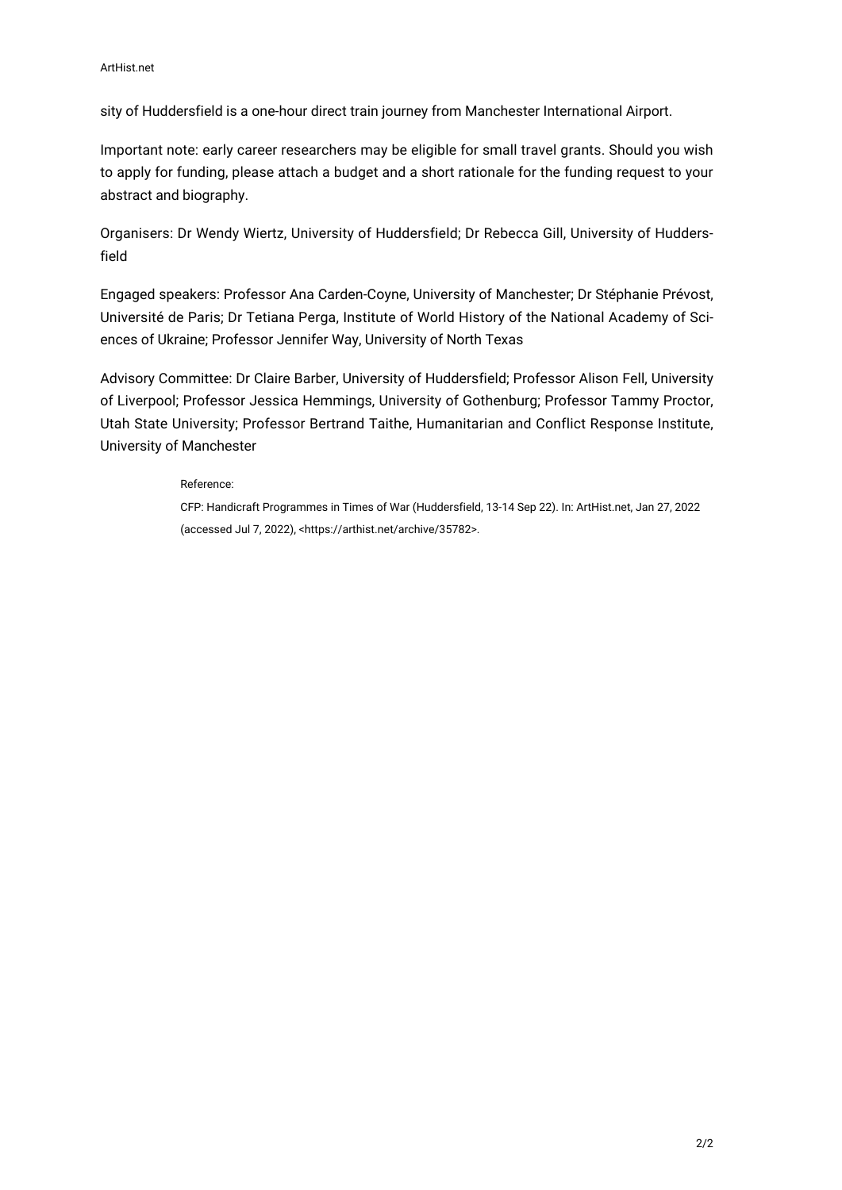sity of Huddersfield is a one-hour direct train journey from Manchester International Airport.

Important note: early career researchers may be eligible for small travel grants. Should you wish to apply for funding, please attach a budget and a short rationale for the funding request to your abstract and biography.

Organisers: Dr Wendy Wiertz, University of Huddersfield; Dr Rebecca Gill, University of Huddersfield

Engaged speakers: Professor Ana Carden-Coyne, University of Manchester; Dr Stéphanie Prévost, Université de Paris; Dr Tetiana Perga, Institute of World History of the National Academy of Sciences of Ukraine; Professor Jennifer Way, University of North Texas

Advisory Committee: Dr Claire Barber, University of Huddersfield; Professor Alison Fell, University of Liverpool; Professor Jessica Hemmings, University of Gothenburg; Professor Tammy Proctor, Utah State University; Professor Bertrand Taithe, Humanitarian and Conflict Response Institute, University of Manchester

Reference:

CFP: Handicraft Programmes in Times of War (Huddersfield, 13-14 Sep 22). In: ArtHist.net, Jan 27, 2022 (accessed Jul 7, 2022), <https://arthist.net/archive/35782>.